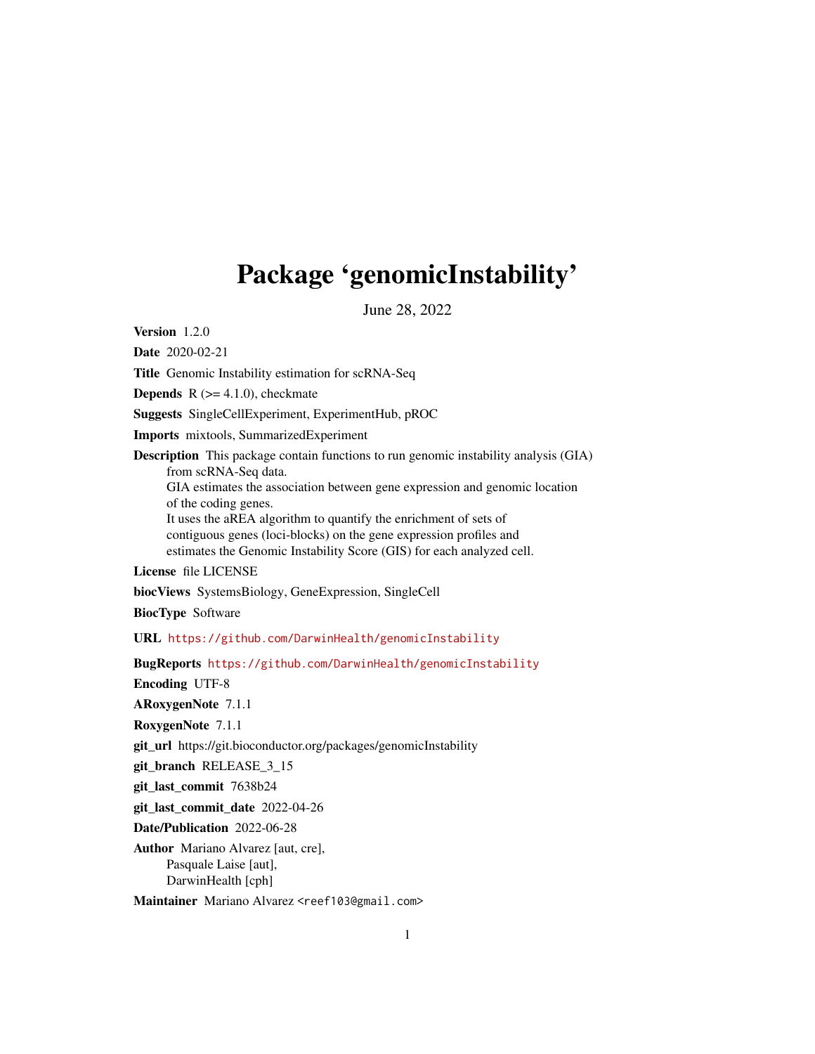# Package 'genomicInstability'

June 28, 2022

**Version** 1.2.0

**Date** 2020-02-21

**Title** Genomic Instability estimation for scRNA-Seq

**Depends** R (>= 4.1.0), checkmate

**Suggests** SingleCellExperiment, ExperimentHub, pROC

**Imports** mixtools, SummarizedExperiment

**Description** This package contain functions to run genomic instability analysis (GIA) from scRNA-Seq data.
GIA estimates the association between gene expression and genomic location of the coding genes.
It uses the aREA algorithm to quantify the enrichment of sets of contiguous genes (loci-blocks) on the gene expression profiles and estimates the Genomic Instability Score (GIS) for each analyzed cell.

**License** file LICENSE

**biocViews** SystemsBiology, GeneExpression, SingleCell

**BiocType** Software

**URL** https://github.com/DarwinHealth/genomicInstability

**BugReports** https://github.com/DarwinHealth/genomicInstability

**Encoding** UTF-8

**ARoxygenNote** 7.1.1

**RoxygenNote** 7.1.1

**git_url** https://git.bioconductor.org/packages/genomicInstability

**git_branch** RELEASE_3_15

**git_last_commit** 7638b24

**git_last_commit_date** 2022-04-26

**Date/Publication** 2022-06-28

**Author** Mariano Alvarez [aut, cre],
Pasquale Laise [aut],
DarwinHealth [cph]

**Maintainer** Mariano Alvarez <reef103@gmail.com>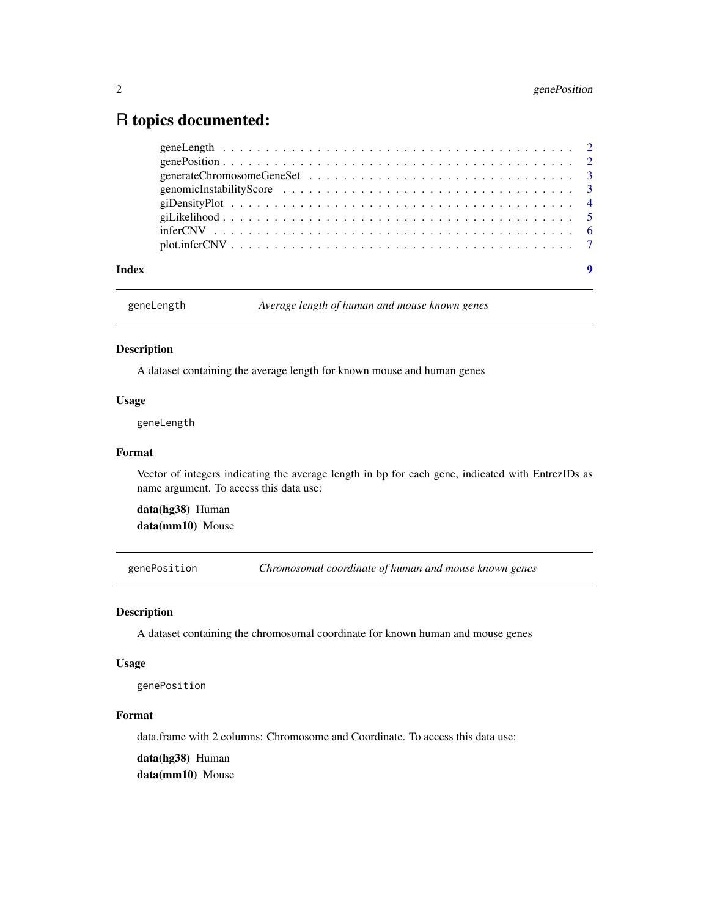# R topics documented:

- geneLength . . . . . . . . . . . . . . . . . . . . . . . . . . . . . . . . . . . . . . 2
- genePosition . . . . . . . . . . . . . . . . . . . . . . . . . . . . . . . . . . . . . . 2
- generateChromosomeGeneSet . . . . . . . . . . . . . . . . . . . . . . . . . . . . 3
- genomicInstabilityScore . . . . . . . . . . . . . . . . . . . . . . . . . . . . . . 3
- giDensityPlot . . . . . . . . . . . . . . . . . . . . . . . . . . . . . . . . . . . . . 4
- giLikelihood . . . . . . . . . . . . . . . . . . . . . . . . . . . . . . . . . . . . . 5
- inferCNV . . . . . . . . . . . . . . . . . . . . . . . . . . . . . . . . . . . . . . . 6
- plot.inferCNV . . . . . . . . . . . . . . . . . . . . . . . . . . . . . . . . . . . . 7

**Index** 9

---

## `geneLength` *Average length of human and mouse known genes*

### Description

A dataset containing the average length for known mouse and human genes

### Usage

```
geneLength
```

### Format

Vector of integers indicating the average length in bp for each gene, indicated with EntrezIDs as name argument. To access this data use:

**data(hg38)** Human

**data(mm10)** Mouse

---

## `genePosition` *Chromosomal coordinate of human and mouse known genes*

### Description

A dataset containing the chromosomal coordinate for known human and mouse genes

### Usage

```
genePosition
```

### Format

data.frame with 2 columns: Chromosome and Coordinate. To access this data use:

**data(hg38)** Human

**data(mm10)** Mouse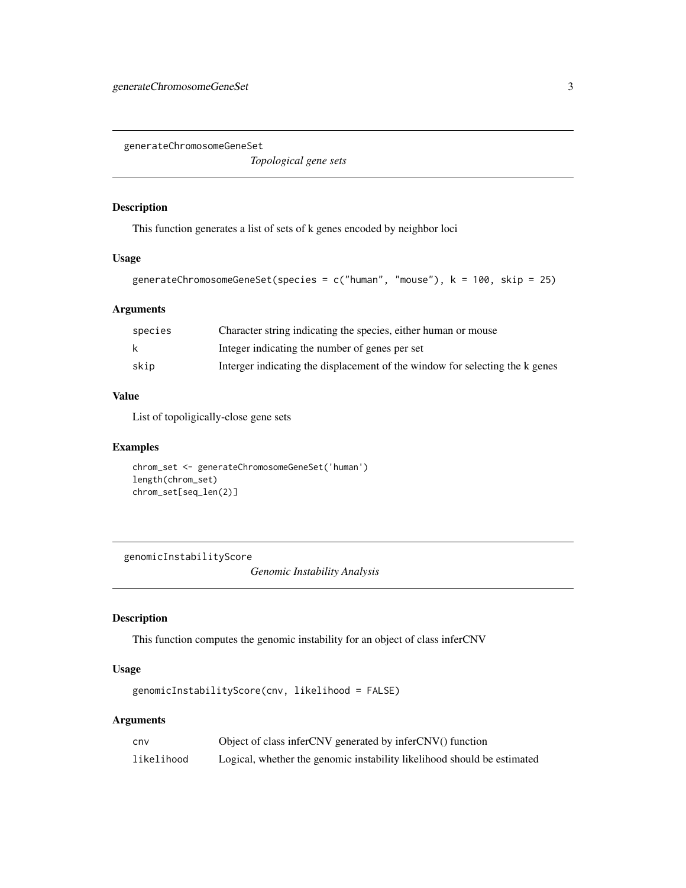## generateChromosomeGeneSet

*Topological gene sets*

### Description

This function generates a list of sets of k genes encoded by neighbor loci

### Usage

```
generateChromosomeGeneSet(species = c("human", "mouse"), k = 100, skip = 25)
```

### Arguments

| | |
|---|---|
| species | Character string indicating the species, either human or mouse |
| k | Integer indicating the number of genes per set |
| skip | Interger indicating the displacement of the window for selecting the k genes |

### Value

List of topoligically-close gene sets

### Examples

```
chrom_set <- generateChromosomeGeneSet('human')
length(chrom_set)
chrom_set[seq_len(2)]
```

## genomicInstabilityScore

*Genomic Instability Analysis*

### Description

This function computes the genomic instability for an object of class inferCNV

### Usage

```
genomicInstabilityScore(cnv, likelihood = FALSE)
```

### Arguments

| | |
|---|---|
| cnv | Object of class inferCNV generated by inferCNV() function |
| likelihood | Logical, whether the genomic instability likelihood should be estimated |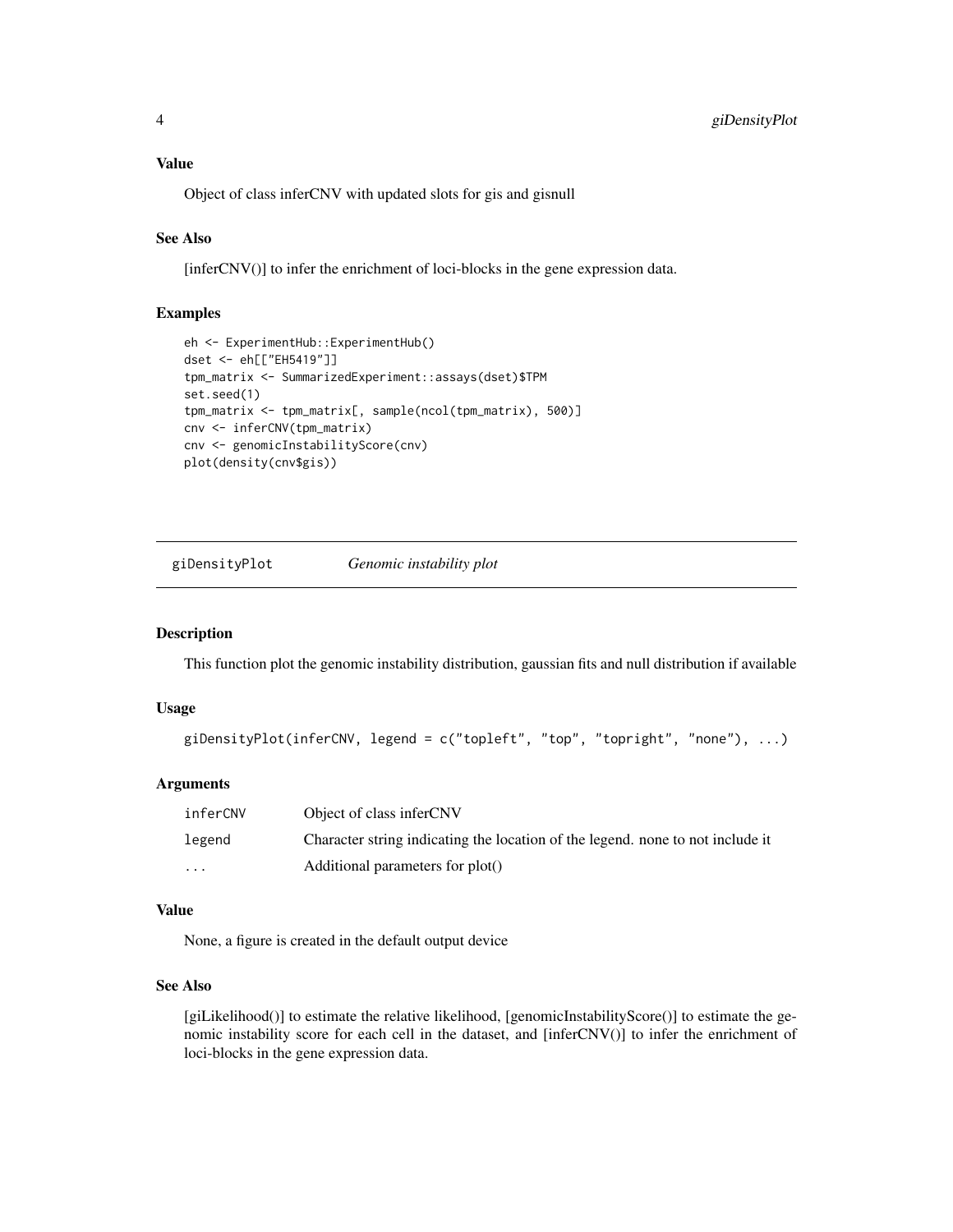### Value

Object of class inferCNV with updated slots for gis and gisnull

### See Also

[inferCNV()] to infer the enrichment of loci-blocks in the gene expression data.

### Examples

```
eh <- ExperimentHub::ExperimentHub()
dset <- eh[["EH5419"]]
tpm_matrix <- SummarizedExperiment::assays(dset)$TPM
set.seed(1)
tpm_matrix <- tpm_matrix[, sample(ncol(tpm_matrix), 500)]
cnv <- inferCNV(tpm_matrix)
cnv <- genomicInstabilityScore(cnv)
plot(density(cnv$gis))
```

---

## giDensityPlot *Genomic instability plot*

### Description

This function plot the genomic instability distribution, gaussian fits and null distribution if available

### Usage

```
giDensityPlot(inferCNV, legend = c("topleft", "top", "topright", "none"), ...)
```

### Arguments

| | |
|---|---|
| inferCNV | Object of class inferCNV |
| legend | Character string indicating the location of the legend. none to not include it |
| ... | Additional parameters for plot() |

### Value

None, a figure is created in the default output device

### See Also

[giLikelihood()] to estimate the relative likelihood, [genomicInstabilityScore()] to estimate the genomic instability score for each cell in the dataset, and [inferCNV()] to infer the enrichment of loci-blocks in the gene expression data.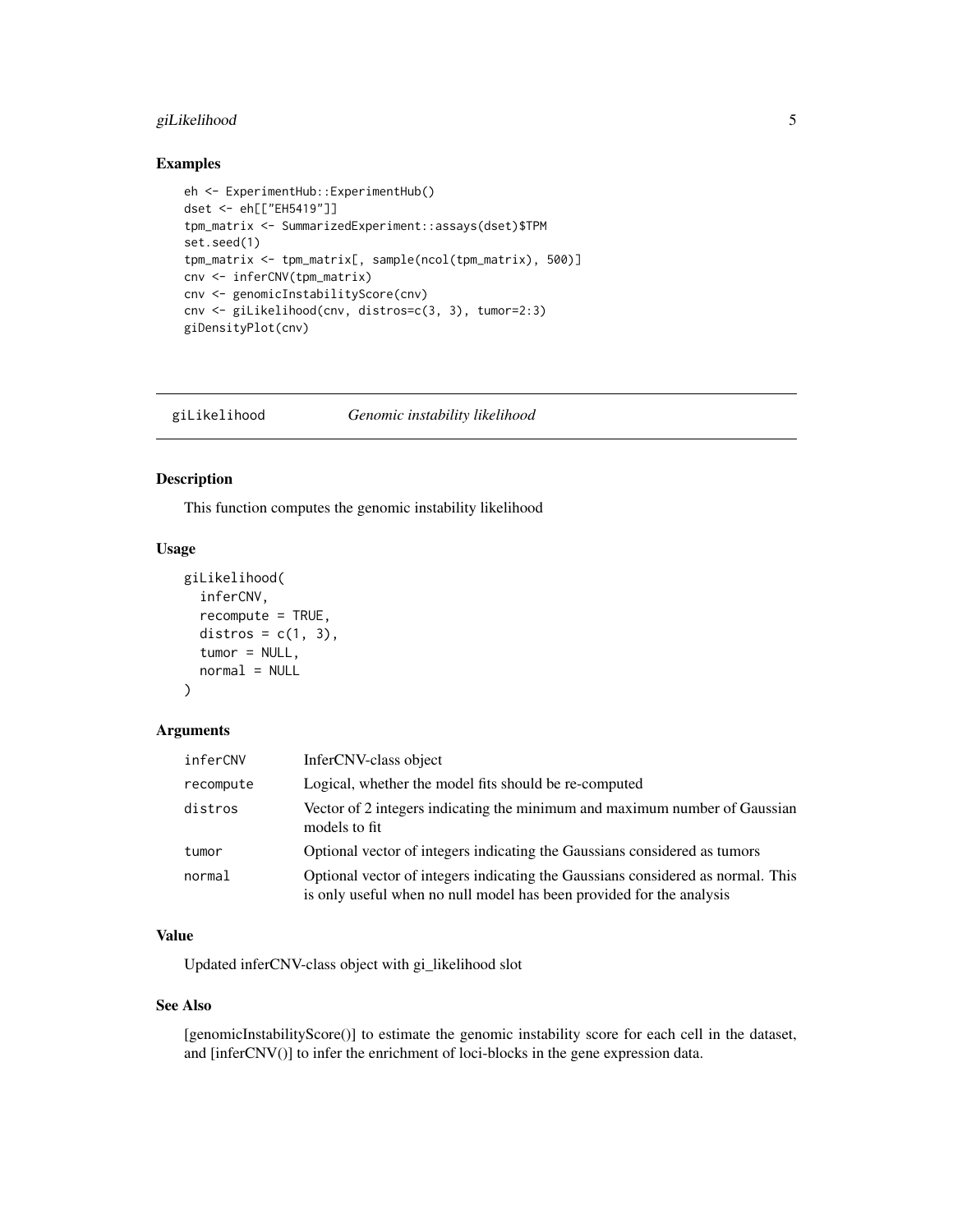### Examples

```
eh <- ExperimentHub::ExperimentHub()
dset <- eh[["EH5419"]]
tpm_matrix <- SummarizedExperiment::assays(dset)$TPM
set.seed(1)
tpm_matrix <- tpm_matrix[, sample(ncol(tpm_matrix), 500)]
cnv <- inferCNV(tpm_matrix)
cnv <- genomicInstabilityScore(cnv)
cnv <- giLikelihood(cnv, distros=c(3, 3), tumor=2:3)
giDensityPlot(cnv)
```

---

## giLikelihood *Genomic instability likelihood*

---

### Description

This function computes the genomic instability likelihood

### Usage

```
giLikelihood(
  inferCNV,
  recompute = TRUE,
  distros = c(1, 3),
  tumor = NULL,
  normal = NULL
)
```

### Arguments

| | |
|---|---|
| inferCNV | InferCNV-class object |
| recompute | Logical, whether the model fits should be re-computed |
| distros | Vector of 2 integers indicating the minimum and maximum number of Gaussian models to fit |
| tumor | Optional vector of integers indicating the Gaussians considered as tumors |
| normal | Optional vector of integers indicating the Gaussians considered as normal. This is only useful when no null model has been provided for the analysis |

### Value

Updated inferCNV-class object with gi_likelihood slot

### See Also

[genomicInstabilityScore()] to estimate the genomic instability score for each cell in the dataset, and [inferCNV()] to infer the enrichment of loci-blocks in the gene expression data.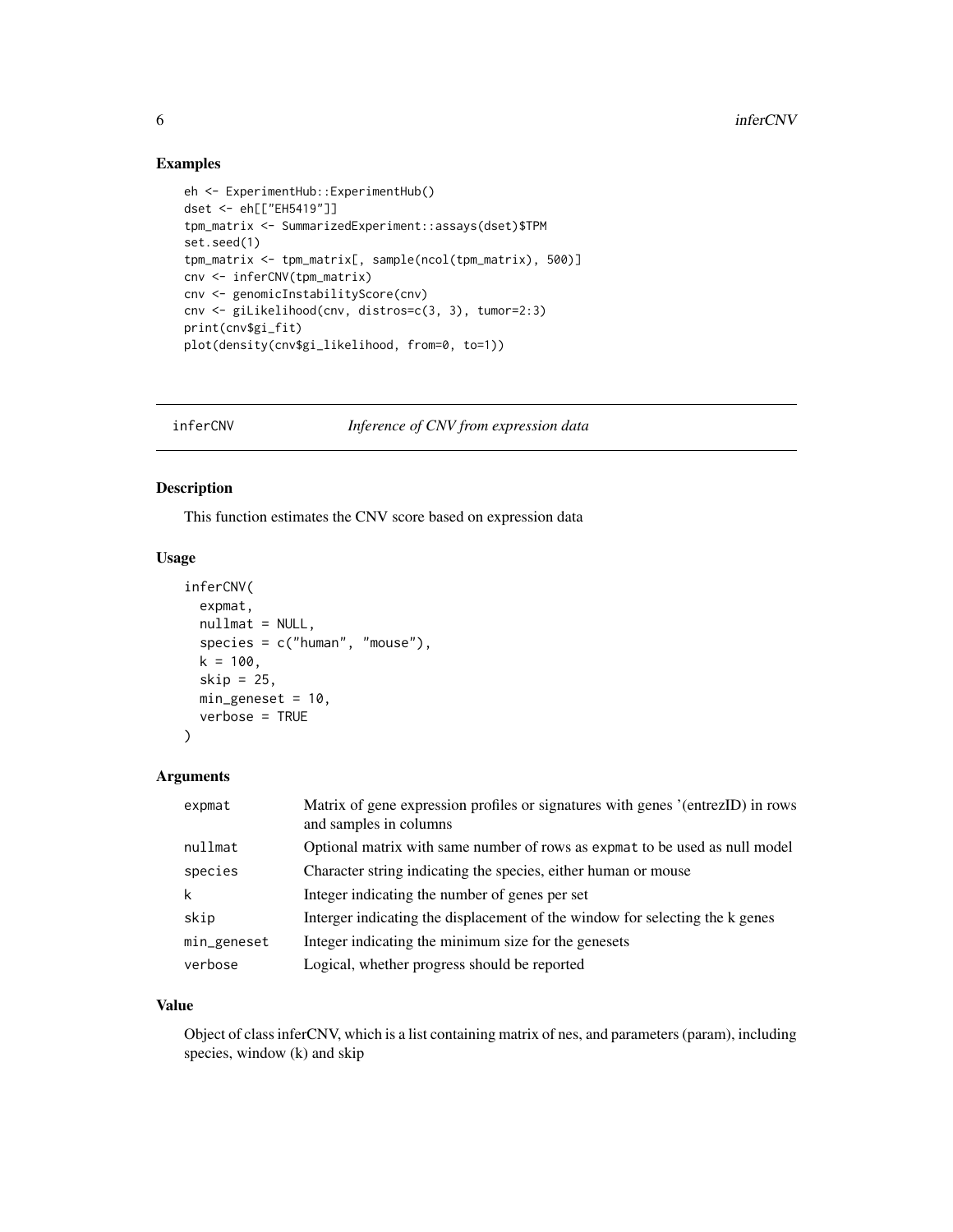## Examples

```
eh <- ExperimentHub::ExperimentHub()
dset <- eh[["EH5419"]]
tpm_matrix <- SummarizedExperiment::assays(dset)$TPM
set.seed(1)
tpm_matrix <- tpm_matrix[, sample(ncol(tpm_matrix), 500)]
cnv <- inferCNV(tpm_matrix)
cnv <- genomicInstabilityScore(cnv)
cnv <- giLikelihood(cnv, distros=c(3, 3), tumor=2:3)
print(cnv$gi_fit)
plot(density(cnv$gi_likelihood, from=0, to=1))
```

---

# inferCNV — *Inference of CNV from expression data*

---

## Description

This function estimates the CNV score based on expression data

## Usage

```
inferCNV(
  expmat,
  nullmat = NULL,
  species = c("human", "mouse"),
  k = 100,
  skip = 25,
  min_geneset = 10,
  verbose = TRUE
)
```

## Arguments

| | |
|---|---|
| `expmat` | Matrix of gene expression profiles or signatures with genes '(entrezID) in rows and samples in columns |
| `nullmat` | Optional matrix with same number of rows as `expmat` to be used as null model |
| `species` | Character string indicating the species, either human or mouse |
| `k` | Integer indicating the number of genes per set |
| `skip` | Interger indicating the displacement of the window for selecting the k genes |
| `min_geneset` | Integer indicating the minimum size for the genesets |
| `verbose` | Logical, whether progress should be reported |

## Value

Object of class inferCNV, which is a list containing matrix of nes, and parameters (param), including species, window (k) and skip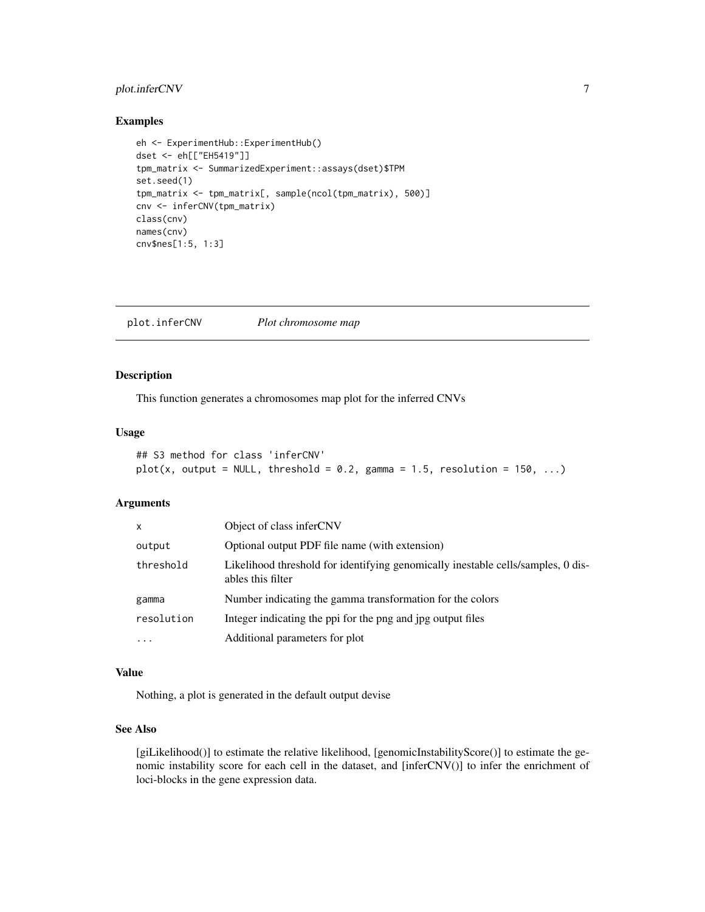### Examples

```
eh <- ExperimentHub::ExperimentHub()
dset <- eh[["EH5419"]]
tpm_matrix <- SummarizedExperiment::assays(dset)$TPM
set.seed(1)
tpm_matrix <- tpm_matrix[, sample(ncol(tpm_matrix), 500)]
cnv <- inferCNV(tpm_matrix)
class(cnv)
names(cnv)
cnv$nes[1:5, 1:3]
```

---

## plot.inferCNV    *Plot chromosome map*

---

### Description

This function generates a chromosomes map plot for the inferred CNVs

### Usage

```
## S3 method for class 'inferCNV'
plot(x, output = NULL, threshold = 0.2, gamma = 1.5, resolution = 150, ...)
```

### Arguments

| | |
|---|---|
| x | Object of class inferCNV |
| output | Optional output PDF file name (with extension) |
| threshold | Likelihood threshold for identifying genomically inestable cells/samples, 0 disables this filter |
| gamma | Number indicating the gamma transformation for the colors |
| resolution | Integer indicating the ppi for the png and jpg output files |
| ... | Additional parameters for plot |

### Value

Nothing, a plot is generated in the default output devise

### See Also

[giLikelihood()] to estimate the relative likelihood, [genomicInstabilityScore()] to estimate the genomic instability score for each cell in the dataset, and [inferCNV()] to infer the enrichment of loci-blocks in the gene expression data.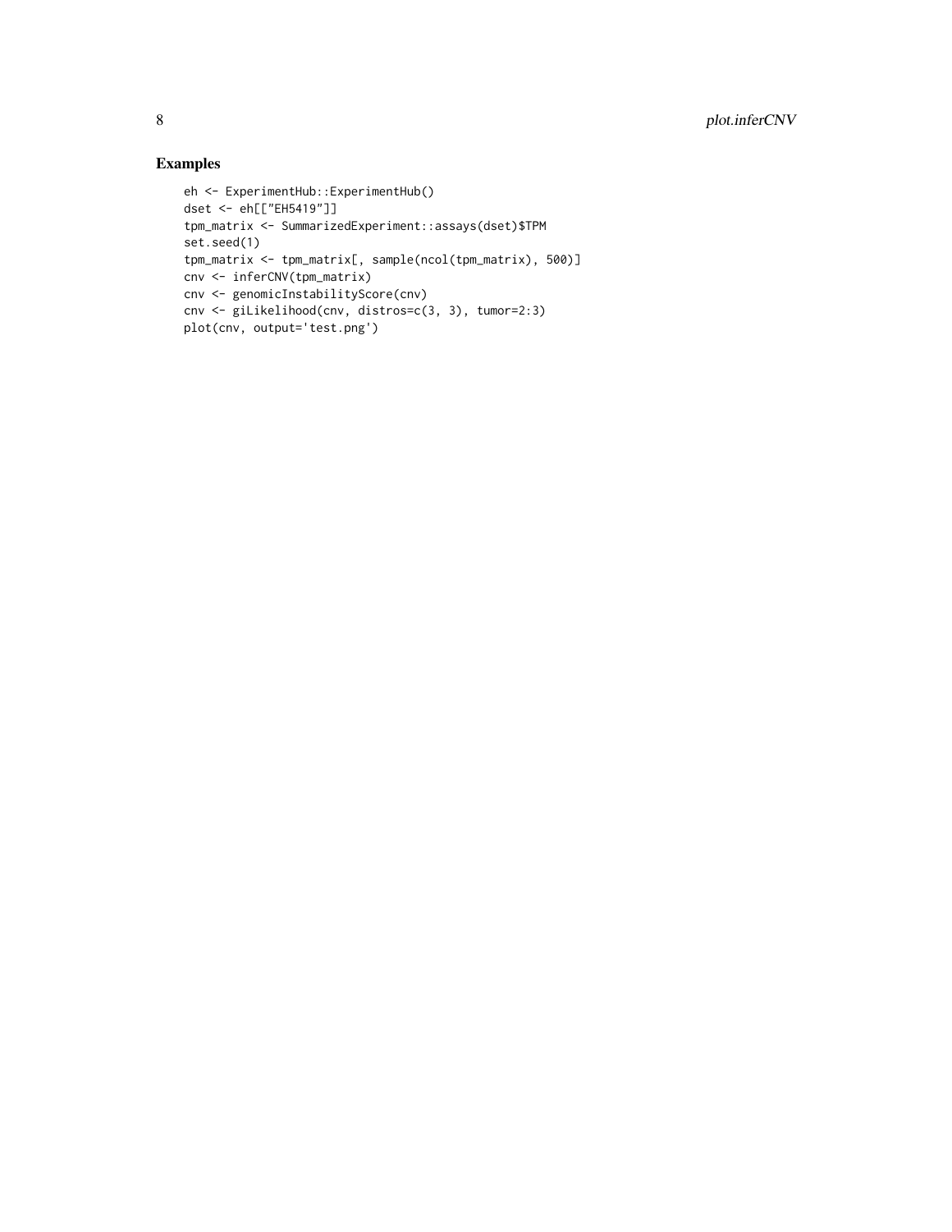### Examples

```
eh <- ExperimentHub::ExperimentHub()
dset <- eh[["EH5419"]]
tpm_matrix <- SummarizedExperiment::assays(dset)$TPM
set.seed(1)
tpm_matrix <- tpm_matrix[, sample(ncol(tpm_matrix), 500)]
cnv <- inferCNV(tpm_matrix)
cnv <- genomicInstabilityScore(cnv)
cnv <- giLikelihood(cnv, distros=c(3, 3), tumor=2:3)
plot(cnv, output='test.png')
```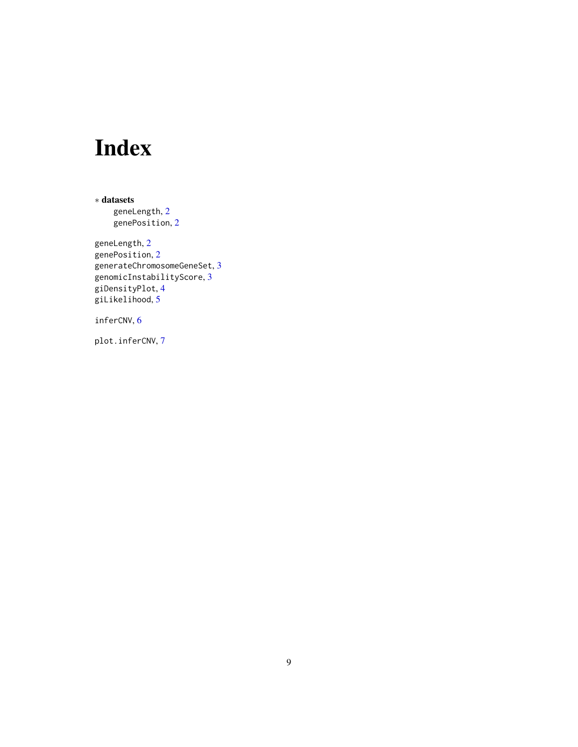# Index

∗ **datasets**
    geneLength, 2
    genePosition, 2

geneLength, 2
genePosition, 2
generateChromosomeGeneSet, 3
genomicInstabilityScore, 3
giDensityPlot, 4
giLikelihood, 5

inferCNV, 6

plot.inferCNV, 7